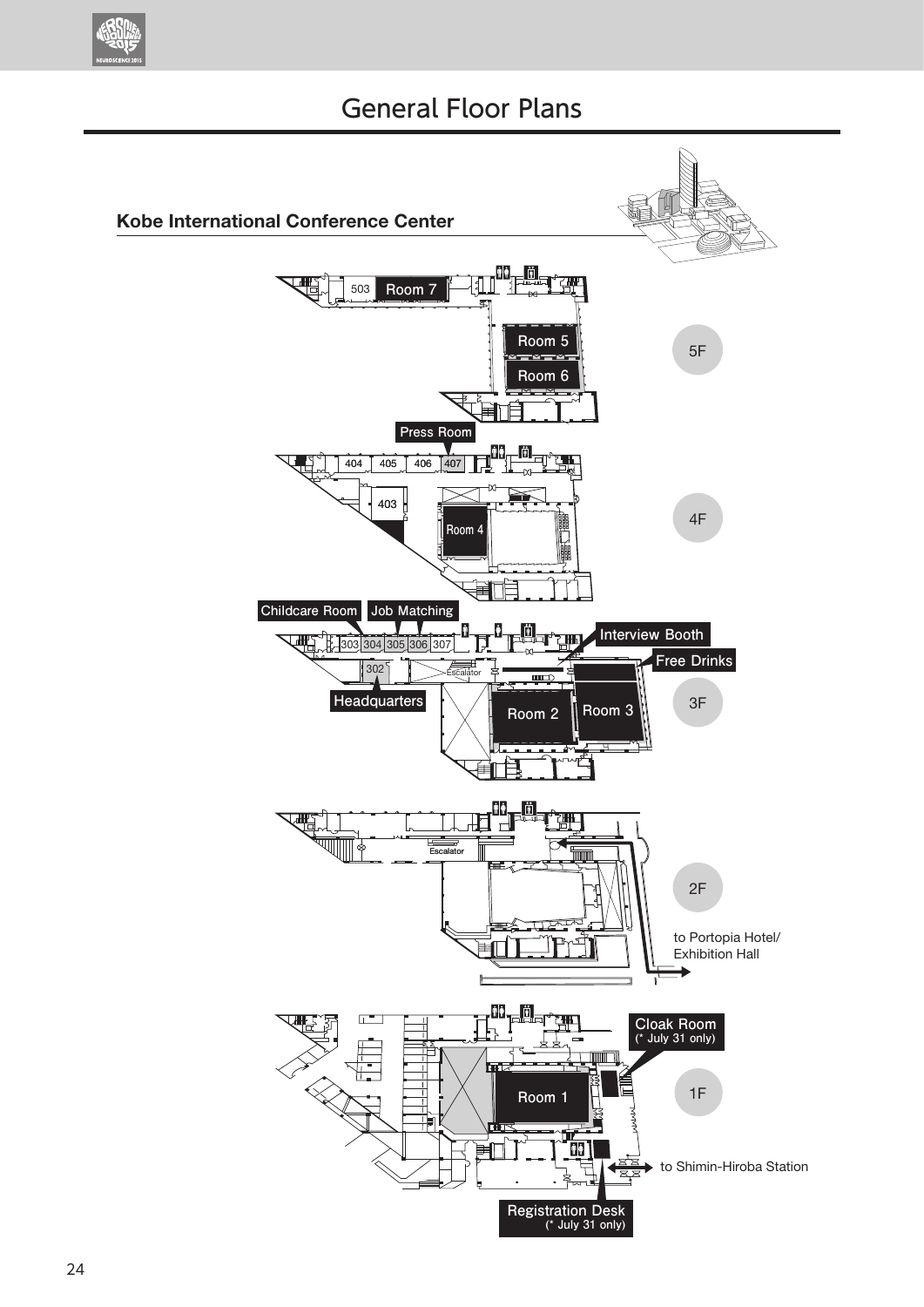# General Floor Plans

## Kobe International Conference Center

**5F**

503 Room 7

Room 5

Room 6

**4F**

Press Room

404 405 406 407

403

Room 4

**3F**

Childcare Room

Job Matching

303 304 305 306 307

302

Headquarters

Escalator

Interview Booth

Free Drinks

Room 2

Room 3

**2F**

Escalator

to Portopia Hotel/ Exhibition Hall

**1F**

Cloak Room (* July 31 only)

Room 1

to Shimin-Hiroba Station

Registration Desk (* July 31 only)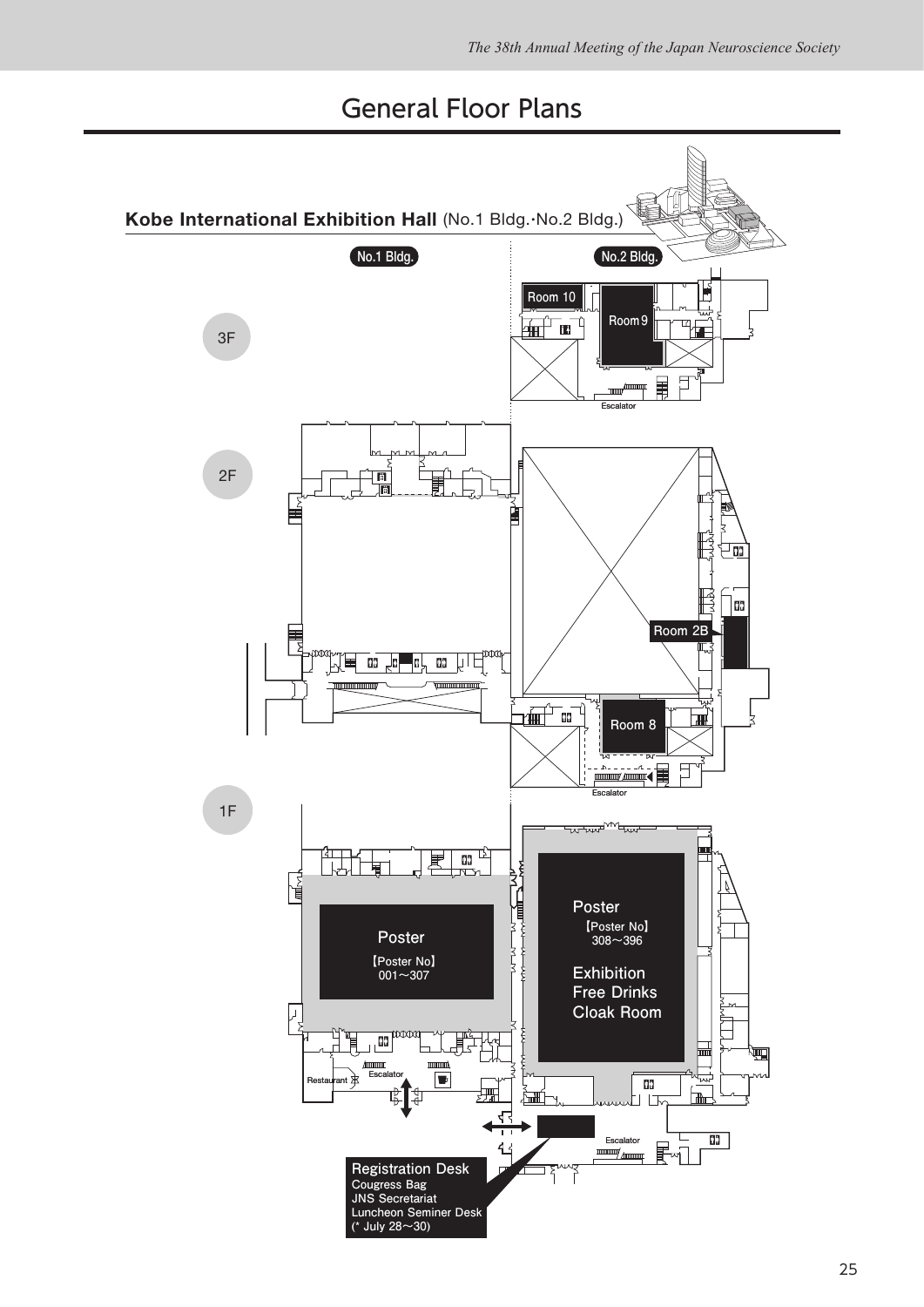# General Floor Plans

**Kobe International Exhibition Hall** (No.1 Bldg.･No.2 Bldg.)

No.1 Bldg.

No.2 Bldg.

3F

Room 10

Room 9

Escalator

2F

Room 2B

Room 8

Escalator

1F

Poster

【Poster No】
001～307

Poster

【Poster No】
308～396

Exhibition
Free Drinks
Cloak Room

Restaurant

Escalator

Escalator

Registration Desk
Cougress Bag
JNS Secretariat
Luncheon Seminer Desk
(* July 28～30)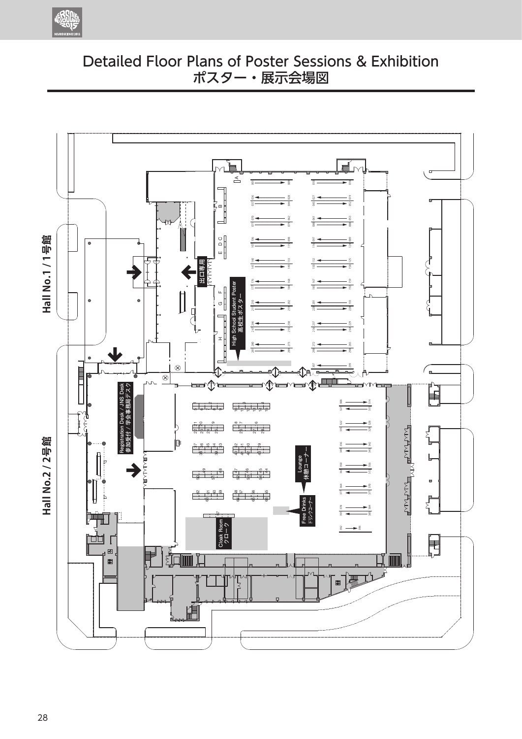# Detailed Floor Plans of Poster Sessions & Exhibition
# ポスター・展示会場図

Hall No.1 / 1号館

Hall No.2 / 2号館

出口専用

High School Student Poster
高校生ポスター

Registration Desk / JNS Desk
参加受付 / 学会事務局デスク

Lounge
休憩コーナー

Free Drinks
ドリンクコーナー

Cloak Room
クローク

A B C D E F G H